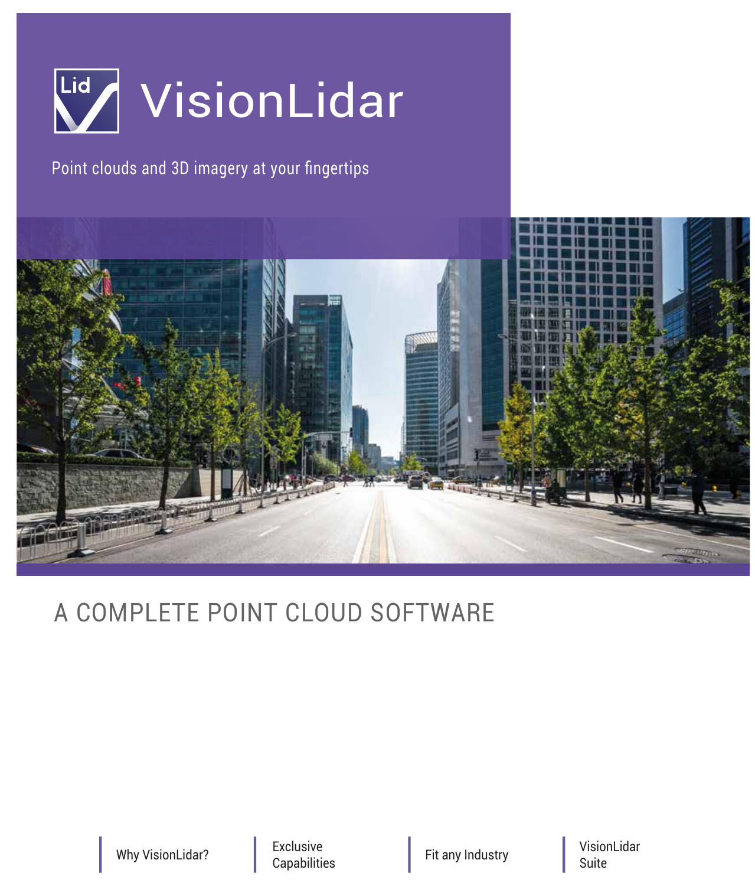# VisionLidar

Point clouds and 3D imagery at your fingertips

## A COMPLETE POINT CLOUD SOFTWARE

- Why VisionLidar?
- Exclusive Capabilities
- Fit any Industry
- VisionLidar Suite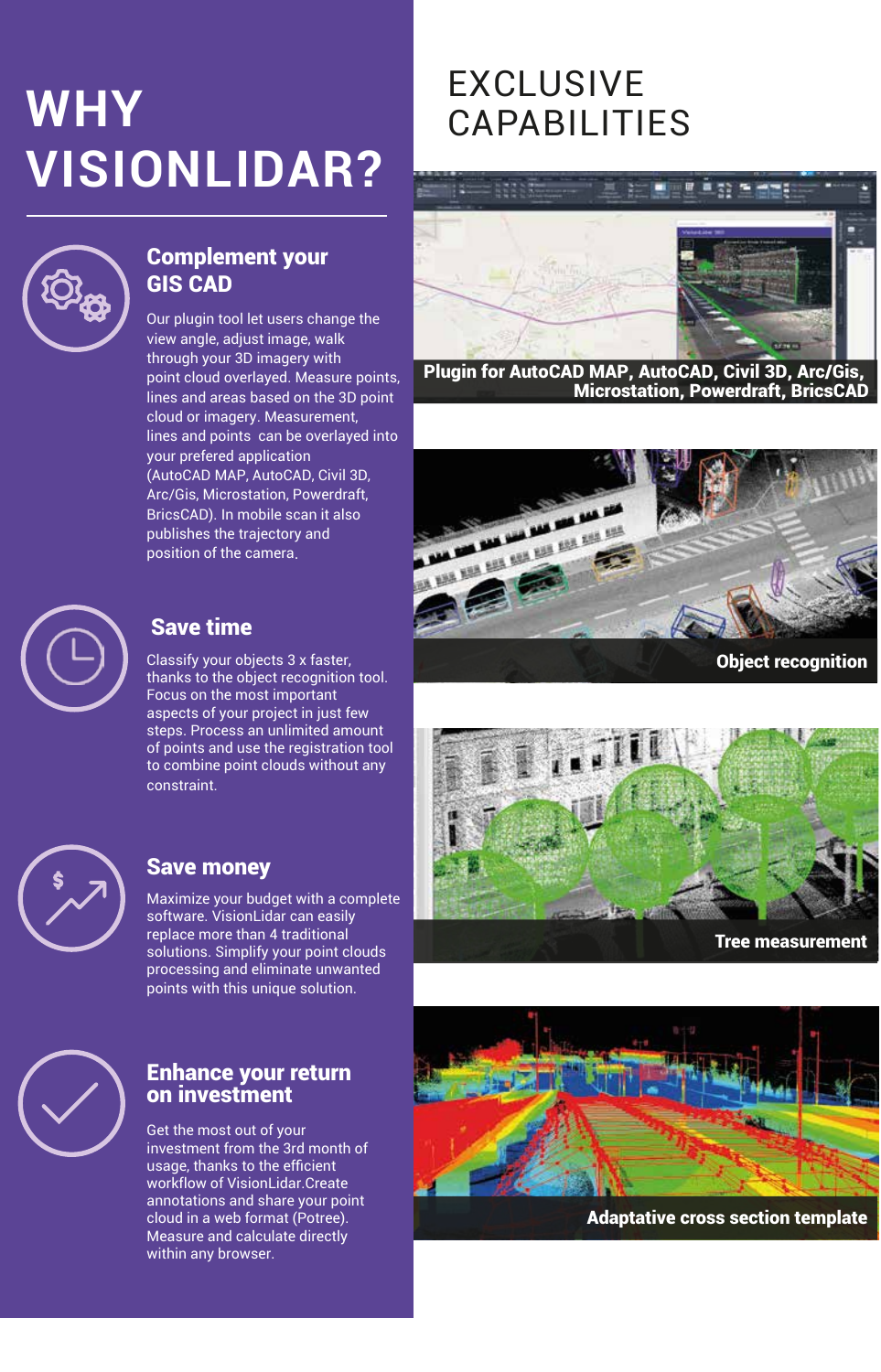# WHY VISIONLIDAR?

## Complement your GIS CAD

Our plugin tool let users change the view angle, adjust image, walk through your 3D imagery with point cloud overlayed. Measure points, lines and areas based on the 3D point cloud or imagery. Measurement, lines and points can be overlayed into your prefered application (AutoCAD MAP, AutoCAD, Civil 3D, Arc/Gis, Microstation, Powerdraft, BricsCAD). In mobile scan it also publishes the trajectory and position of the camera.

## Save time

Classify your objects 3 x faster, thanks to the object recognition tool. Focus on the most important aspects of your project in just few steps. Process an unlimited amount of points and use the registration tool to combine point clouds without any constraint.

## Save money

Maximize your budget with a complete software. VisionLidar can easily replace more than 4 traditional solutions. Simplify your point clouds processing and eliminate unwanted points with this unique solution.

## Enhance your return on investment

Get the most out of your investment from the 3rd month of usage, thanks to the efficient workflow of VisionLidar.Create annotations and share your point cloud in a web format (Potree). Measure and calculate directly within any browser.

# EXCLUSIVE CAPABILITIES

**Plugin for AutoCAD MAP, AutoCAD, Civil 3D, Arc/Gis, Microstation, Powerdraft, BricsCAD**

**Object recognition**

**Tree measurement**

**Adaptative cross section template**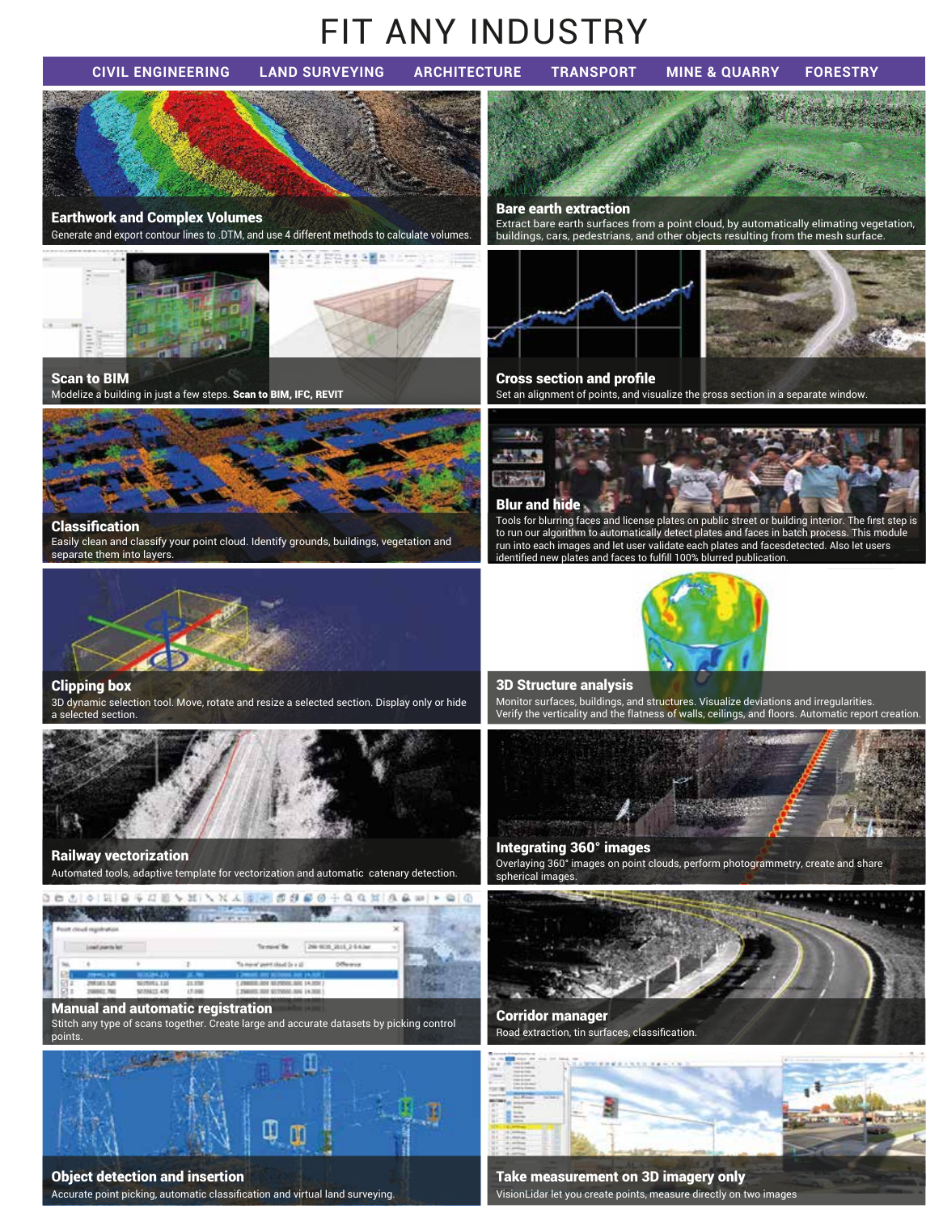# FIT ANY INDUSTRY

CIVIL ENGINEERING | LAND SURVEYING | ARCHITECTURE | TRANSPORT | MINE & QUARRY | FORESTRY

### Earthwork and Complex Volumes
Generate and export contour lines to .DTM, and use 4 different methods to calculate volumes.

### Bare earth extraction
Extract bare earth surfaces from a point cloud, by automatically elimating vegetation, buildings, cars, pedestrians, and other objects resulting from the mesh surface.

### Scan to BIM
Modelize a building in just a few steps. **Scan to BIM, IFC, REVIT**

### Cross section and profile
Set an alignment of points, and visualize the cross section in a separate window.

### Classification
Easily clean and classify your point cloud. Identify grounds, buildings, vegetation and separate them into layers.

### Blur and hide
Tools for blurring faces and license plates on public street or building interior. The first step is to run our algorithm to automatically detect plates and faces in batch process. This module run into each images and let user validate each plates and facesdetected. Also let users identified new plates and faces to fulfill 100% blurred publication.

### Clipping box
3D dynamic selection tool. Move, rotate and resize a selected section. Display only or hide a selected section.

### 3D Structure analysis
Monitor surfaces, buildings, and structures. Visualize deviations and irregularities. Verify the verticality and the flatness of walls, ceilings, and floors. Automatic report creation.

### Railway vectorization
Automated tools, adaptive template for vectorization and automatic catenary detection.

### Integrating 360° images
Overlaying 360° images on point clouds, perform photogrammetry, create and share spherical images.

### Manual and automatic registration
Stitch any type of scans together. Create large and accurate datasets by picking control points.

### Corridor manager
Road extraction, tin surfaces, classification.

### Object detection and insertion
Accurate point picking, automatic classification and virtual land surveying.

### Take measurement on 3D imagery only
VisionLidar let you create points, measure directly on two images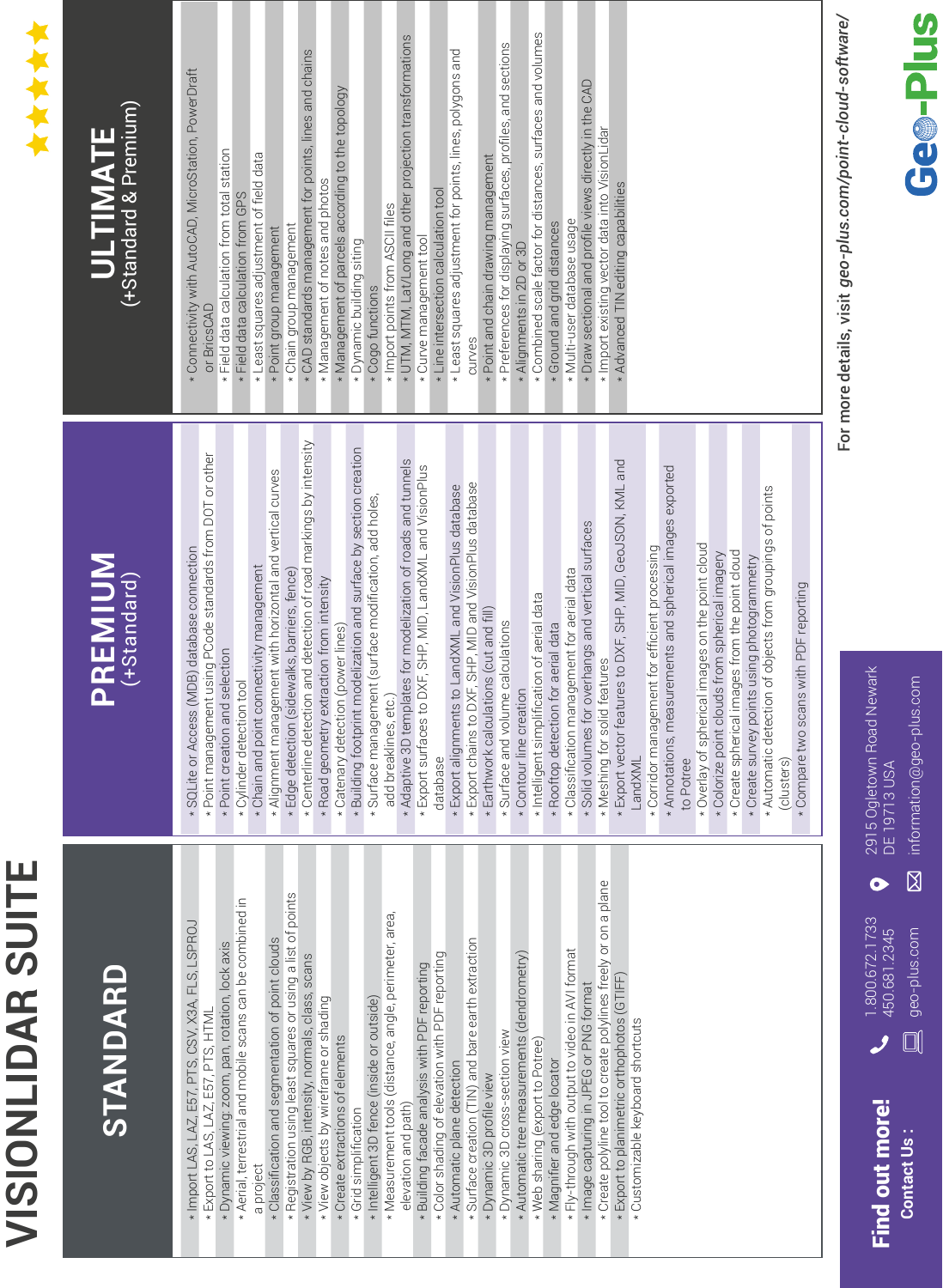# VISIONLIDAR SUITE

## STANDARD

* Import LAS, LAZ, E57, PTS, CSV, X3A, FLS, LSPROJ
* Export to LAS, LAZ, E57, PTS, HTML
* Dynamic viewing: zoom, pan, rotation, lock axis
* Aerial, terrestrial and mobile scans can be combined in a project
* Classification and segmentation of point clouds
* Registration using least squares or using a list of points
* View by RGB, intensity, normals, class, scans
* View objects by wireframe or shading
* Create extractions of elements
* Grid simplification
* Intelligent 3D fence (inside or outside)
* Measurement tools (distance, angle, perimeter, area, elevation and path)
* Building facade analysis with PDF reporting
* Color shading of elevation with PDF reporting
* Automatic plane detection
* Surface creation (TIN) and bare earth extraction
* Dynamic 3D profile view
* Dynamic 3D cross-section view
* Automatic tree measurements (dendrometry)
* Web sharing (export to Potree)
* Magnifier and edge locator
* Fly-through with output to video in AVI format
* Image capturing in JPEG or PNG format
* Create polyline tool to create polylines freely or on a plane
* Export to planimetric orthophotos (GTIFF)
* Customizable keyboard shortcuts

## PREMIUM
(+Standard)

* SQLite or Access (MDB) database connection
* Point management using PCode standards from DOT or other
* Point creation and selection
* Cylinder detection tool
* Chain and point connectivity management
* Alignment management with horizontal and vertical curves
* Edge detection (sidewalks, barriers, fence)
* Centerline detection and detection of road markings by intensity
* Road geometry extraction from intensity
* Catenary detection (power lines)
* Building footprint modelization and surface by section creation
* Surface management (surface modification, add holes, add breaklines, etc.)
* Adaptive 3D templates for modelization of roads and tunnels
* Export surfaces to DXF, SHP, MID, LandXML and VisionPlus database
* Export alignments to LandXML and VisionPlus database
* Export chains to DXF, SHP, MID and VisionPlus database
* Earthwork calculations (cut and fill)
* Surface and volume calculations
* Contour line creation
* Intelligent simplification of aerial data
* Rooftop detection for aerial data
* Classification management for aerial data
* Solid volumes for overhangs and vertical surfaces
* Meshing for solid features
* Export vector features to DXF, SHP, MID, GeoJSON, KML and LandXML
* Corridor management for efficient processing
* Annotations, measurements and spherical images exported to Potree
* Overlay of spherical images on the point cloud
* Colorize point clouds from spherical imagery
* Create spherical images from the point cloud
* Create survey points using photogrammetry
* Automatic detection of objects from groupings of points (clusters)
* Compare two scans with PDF reporting

## ULTIMATE
(+Standard & Premium)

* Connectivity with AutoCAD, MicroStation, PowerDraft or BricsCAD
* Field data calculation from total station
* Field data calculation from GPS
* Least squares adjustment of field data
* Point group management
* Chain group management
* CAD standards management for points, lines and chains
* Management of notes and photos
* Management of parcels according to the topology
* Dynamic building siting
* Cogo functions
* Import points from ASCII files
* UTM, MTM, Lat/Long and other projection transformations
* Curve management tool
* Line intersection calculation tool
* Least squares adjustment for points, lines, polygons and curves
* Point and chain drawing management
* Preferences for displaying surfaces, profiles, and sections
* Alignments in 2D or 3D
* Combined scale factor for distances, surfaces and volumes
* Ground and grid distances
* Multi-user database usage
* Draw sectional and profile views directly in the CAD
* Import existing vector data into VisionLidar
* Advanced TIN editing capabilities

**Find out more!**
**Contact Us :**

1.800.672.1733
450.681.2345

geo-plus.com

2915 Ogletown Road Newark
DE 19713 USA

information@geo-plus.com

For more details, visit *geo-plus.com/point-cloud-software/*

Geo-Plus